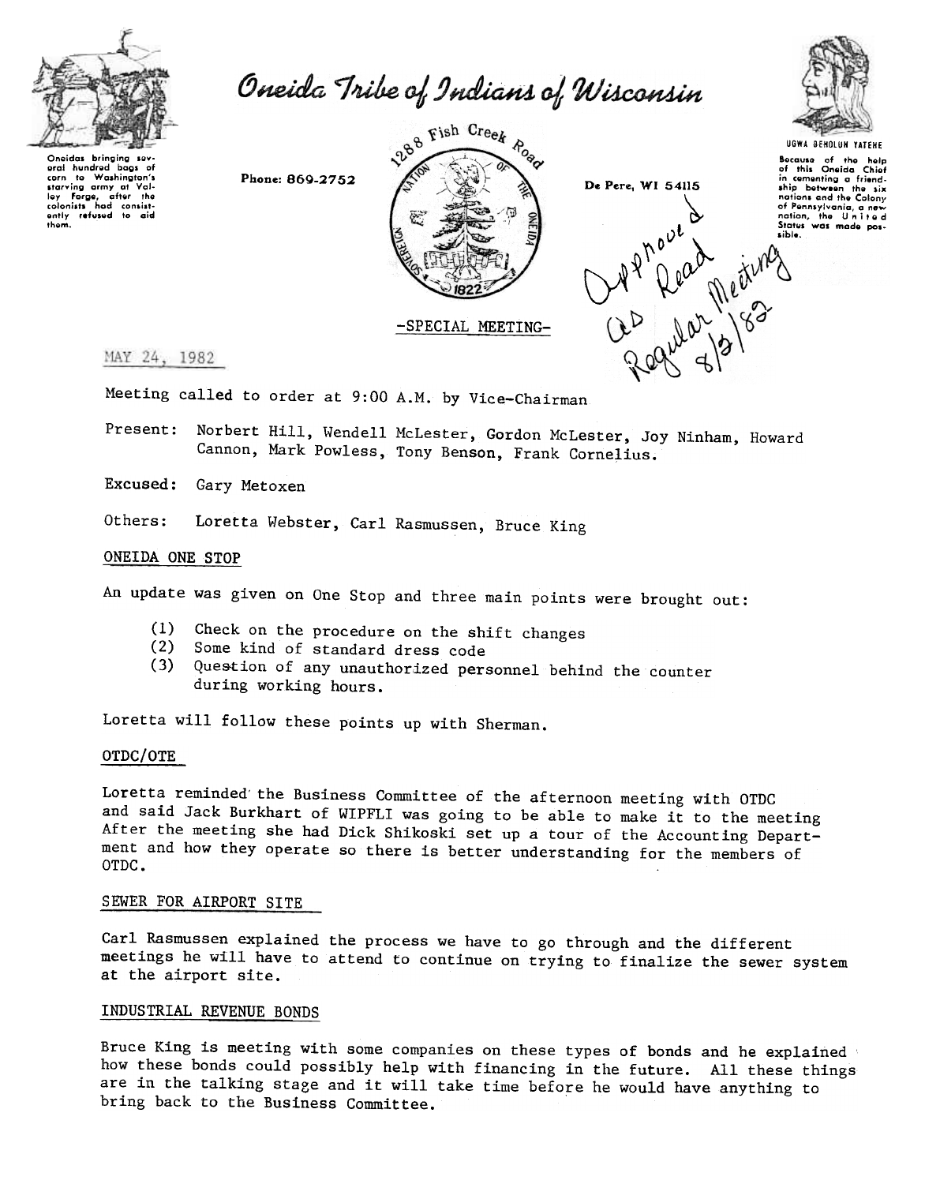# Oneida Tribe of Indians of Wisconsin

Oneidas bringing several hundred bags of corn to Washington's starving army at Valley Forge, after the colonists had consistently refused to aid them.

Phone: 869-2752

1288 Fish Creek Road

De Pere, WI 54115

UGWA GEHOLUH YATEHE

Because of the help of this Oneida Chief in cementing a friendship between the six nations and the Colony of Pennsylvania, a new nation, the United States was made possible.

Approved as Read Regular Meeting 8/3/82

-SPECIAL MEETING-

MAY 24, 1982

Meeting called to order at 9:00 A.M. by Vice-Chairman

Present: Norbert Hill, Wendell McLester, Gordon McLester, Joy Ninham, Howard Cannon, Mark Powless, Tony Benson, Frank Cornelius.

Excused: Gary Metoxen

Others: Loretta Webster, Carl Rasmussen, Bruce King

## ONEIDA ONE STOP

An update was given on One Stop and three main points were brought out:

(1) Check on the procedure on the shift changes
(2) Some kind of standard dress code
(3) Question of any unauthorized personnel behind the counter during working hours.

Loretta will follow these points up with Sherman.

## OTDC/OTE

Loretta reminded the Business Committee of the afternoon meeting with OTDC and said Jack Burkhart of WIPFLI was going to be able to make it to the meeting After the meeting she had Dick Shikoski set up a tour of the Accounting Department and how they operate so there is better understanding for the members of OTDC.

## SEWER FOR AIRPORT SITE

Carl Rasmussen explained the process we have to go through and the different meetings he will have to attend to continue on trying to finalize the sewer system at the airport site.

## INDUSTRIAL REVENUE BONDS

Bruce King is meeting with some companies on these types of bonds and he explained how these bonds could possibly help with financing in the future. All these things are in the talking stage and it will take time before he would have anything to bring back to the Business Committee.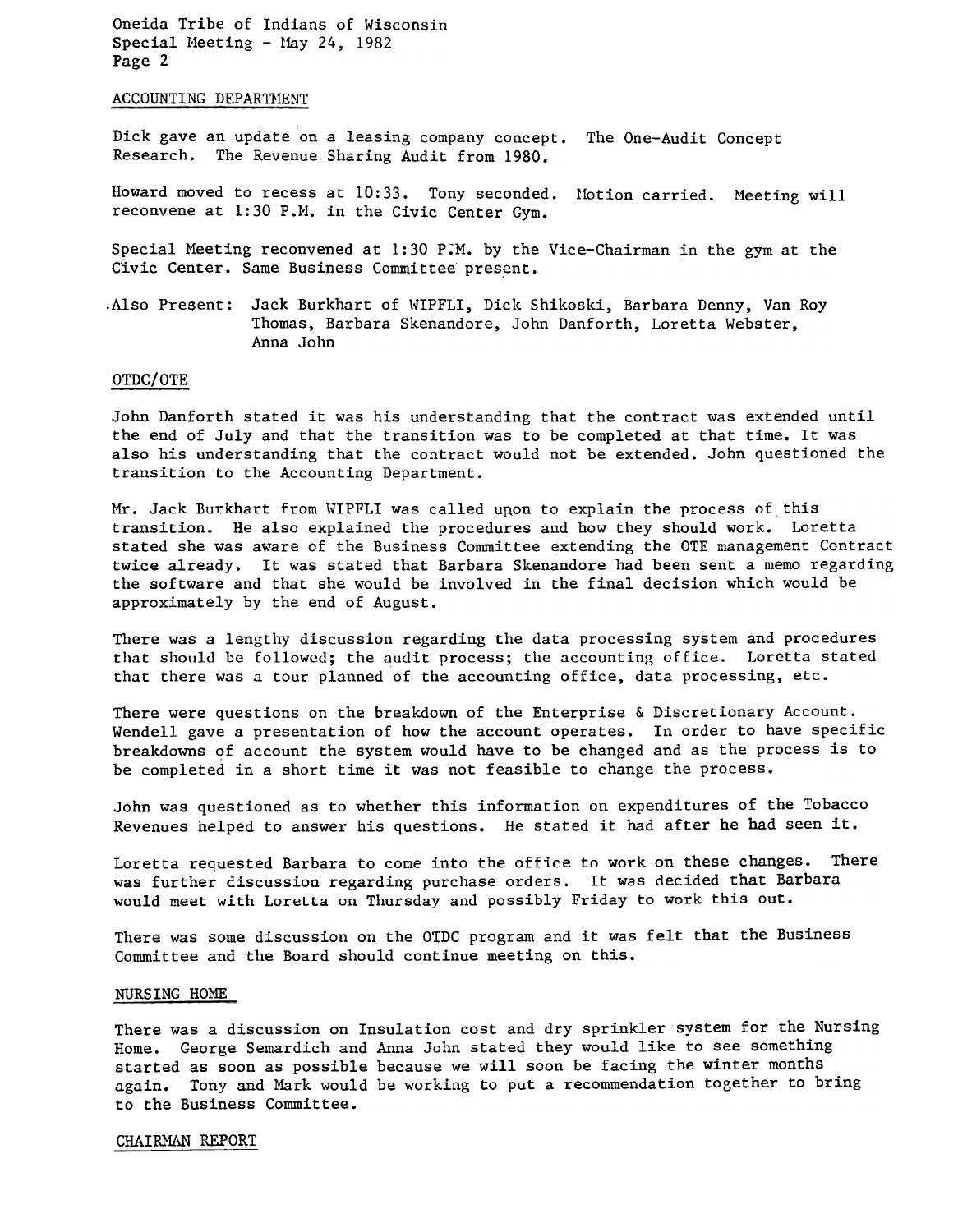## ACCOUNTING DEPARTMENT

Dick gave an update on a leasing company concept. The One-Audit Concept Research. The Revenue Sharing Audit from 1980.

Howard moved to recess at 10:33. Tony seconded. Motion carried. Meeting will reconvene at 1:30 P.M. in the Civic Center Gym.

Special Meeting reconvened at 1:30 P.M. by the Vice-Chairman in the gym at the Civic Center. Same Business Committee present.

Also Present: Jack Burkhart of WIPFLI, Dick Shikoski, Barbara Denny, Van Roy Thomas, Barbara Skenandore, John Danforth, Loretta Webster, Anna John

## OTDC/OTE

John Danforth stated it was his understanding that the contract was extended until the end of July and that the transition was to be completed at that time. It was also his understanding that the contract would not be extended. John questioned the transition to the Accounting Department.

Mr. Jack Burkhart from WIPFLI was called upon to explain the process of this transition. He also explained the procedures and how they should work. Loretta stated she was aware of the Business Committee extending the OTE management Contract twice already. It was stated that Barbara Skenandore had been sent a memo regarding the software and that she would be involved in the final decision which would be approximately by the end of August.

There was a lengthy discussion regarding the data processing system and procedures that should be followed; the audit process; the accounting office. Loretta stated that there was a tour planned of the accounting office, data processing, etc.

There were questions on the breakdown of the Enterprise & Discretionary Account. Wendell gave a presentation of how the account operates. In order to have specific breakdowns of account the system would have to be changed and as the process is to be completed in a short time it was not feasible to change the process.

John was questioned as to whether this information on expenditures of the Tobacco Revenues helped to answer his questions. He stated it had after he had seen it.

Loretta requested Barbara to come into the office to work on these changes. There was further discussion regarding purchase orders. It was decided that Barbara would meet with Loretta on Thursday and possibly Friday to work this out.

There was some discussion on the OTDC program and it was felt that the Business Committee and the Board should continue meeting on this.

## NURSING HOME

There was a discussion on Insulation cost and dry sprinkler system for the Nursing Home. George Semardich and Anna John stated they would like to see something started as soon as possible because we will soon be facing the winter months again. Tony and Mark would be working to put a recommendation together to bring to the Business Committee.

## CHAIRMAN REPORT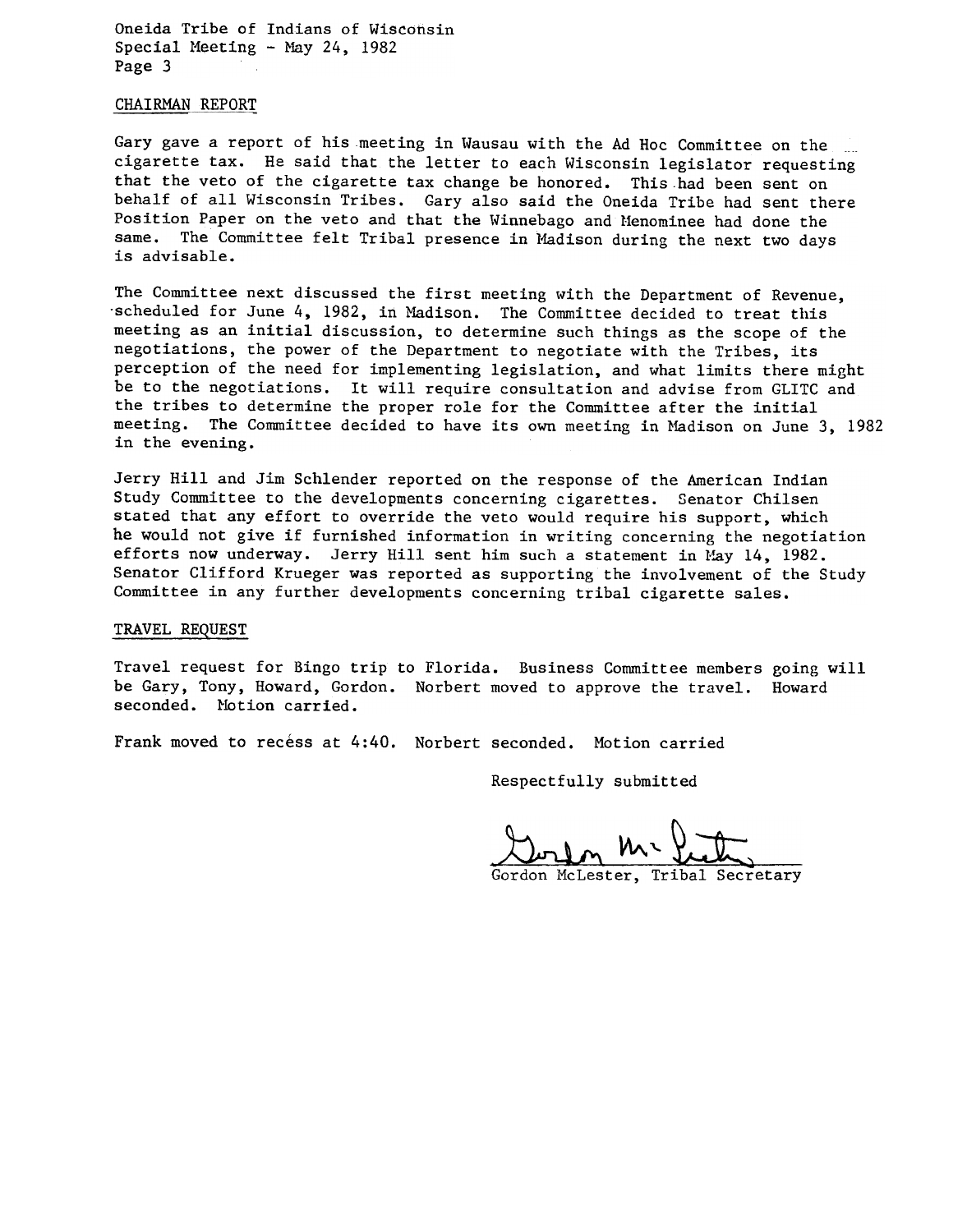## CHAIRMAN REPORT

Gary gave a report of his meeting in Wausau with the Ad Hoc Committee on the cigarette tax. He said that the letter to each Wisconsin legislator requesting that the veto of the cigarette tax change be honored. This had been sent on behalf of all Wisconsin Tribes. Gary also said the Oneida Tribe had sent there Position Paper on the veto and that the Winnebago and Menominee had done the same. The Committee felt Tribal presence in Madison during the next two days is advisable.

The Committee next discussed the first meeting with the Department of Revenue, scheduled for June 4, 1982, in Madison. The Committee decided to treat this meeting as an initial discussion, to determine such things as the scope of the negotiations, the power of the Department to negotiate with the Tribes, its perception of the need for implementing legislation, and what limits there might be to the negotiations. It will require consultation and advise from GLITC and the tribes to determine the proper role for the Committee after the initial meeting. The Committee decided to have its own meeting in Madison on June 3, 1982 in the evening.

Jerry Hill and Jim Schlender reported on the response of the American Indian Study Committee to the developments concerning cigarettes. Senator Chilsen stated that any effort to override the veto would require his support, which he would not give if furnished information in writing concerning the negotiation efforts now underway. Jerry Hill sent him such a statement in May 14, 1982. Senator Clifford Krueger was reported as supporting the involvement of the Study Committee in any further developments concerning tribal cigarette sales.

## TRAVEL REQUEST

Travel request for Bingo trip to Florida. Business Committee members going will be Gary, Tony, Howard, Gordon. Norbert moved to approve the travel. Howard seconded. Motion carried.

Frank moved to recess at 4:40. Norbert seconded. Motion carried

Respectfully submitted

Gordon McLester, Tribal Secretary